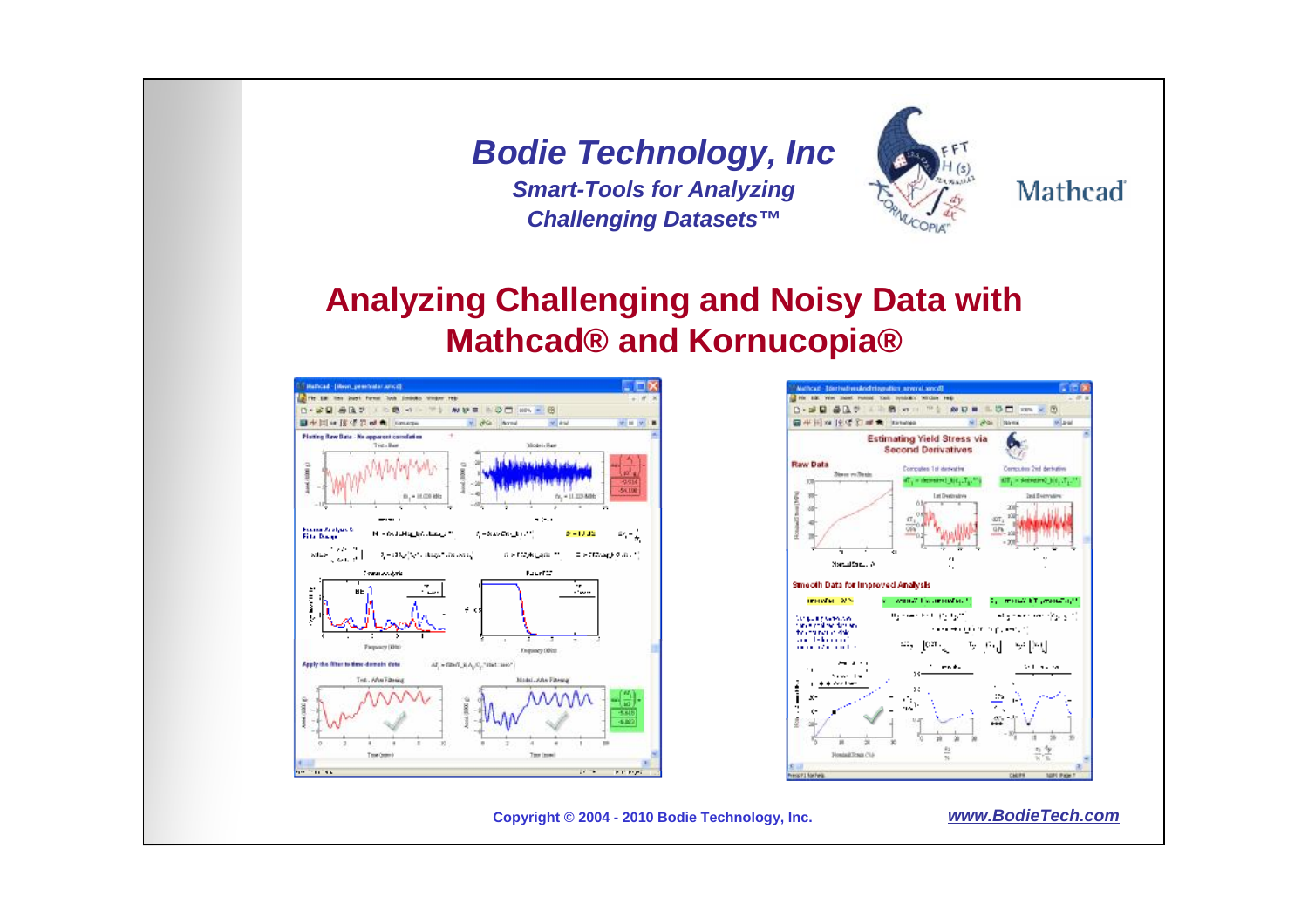# *Bodie Technology, Inc*

***Smart-Tools for Analyzing Challenging Datasets™***

Mathcad

## Analyzing Challenging and Noisy Data with Mathcad® and Kornucopia®

**Copyright © 2004 - 2010 Bodie Technology, Inc.**

***www.BodieTech.com***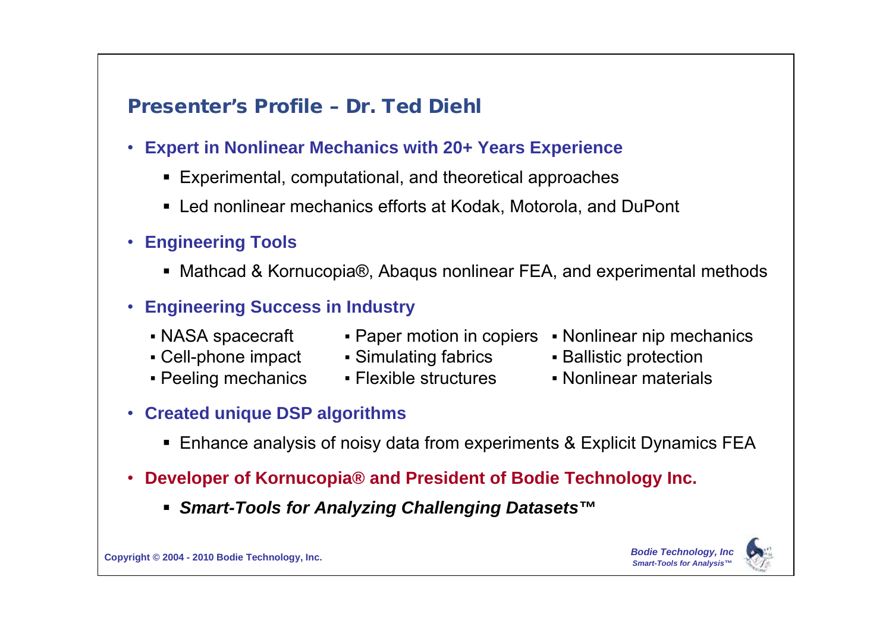## Presenter's Profile – Dr. Ted Diehl

- **Expert in Nonlinear Mechanics with 20+ Years Experience**
  - Experimental, computational, and theoretical approaches
  - Led nonlinear mechanics efforts at Kodak, Motorola, and DuPont
- **Engineering Tools**
  - Mathcad & Kornucopia®, Abaqus nonlinear FEA, and experimental methods
- **Engineering Success in Industry**
  - NASA spacecraft
  - Cell-phone impact
  - Peeling mechanics
  - Paper motion in copiers
  - Simulating fabrics
  - Flexible structures
  - Nonlinear nip mechanics
  - Ballistic protection
  - Nonlinear materials
- **Created unique DSP algorithms**
  - Enhance analysis of noisy data from experiments & Explicit Dynamics FEA
- **Developer of Kornucopia® and President of Bodie Technology Inc.**
  - ***Smart-Tools for Analyzing Challenging Datasets™***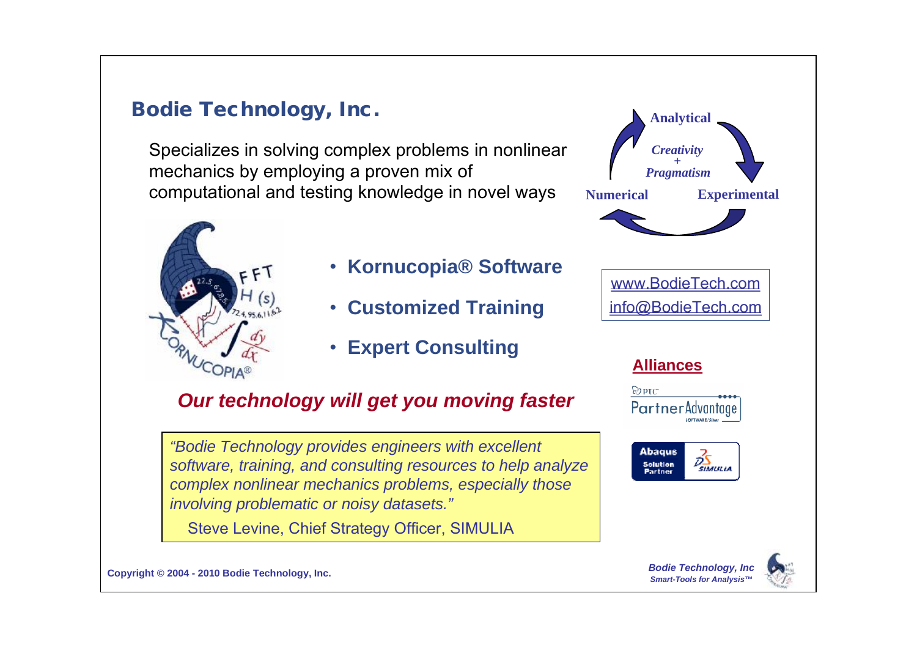## Bodie Technology, Inc.

Specializes in solving complex problems in nonlinear mechanics by employing a proven mix of computational and testing knowledge in novel ways

Analytical

*Creativity + Pragmatism*

Numerical

Experimental

- **Kornucopia® Software**
- **Customized Training**
- **Expert Consulting**

www.BodieTech.com
info@BodieTech.com

***Our technology will get you moving faster***

**Alliances**

*"Bodie Technology provides engineers with excellent software, training, and consulting resources to help analyze complex nonlinear mechanics problems, especially those involving problematic or noisy datasets."*

Steve Levine, Chief Strategy Officer, SIMULIA

**Copyright © 2004 - 2010 Bodie Technology, Inc.**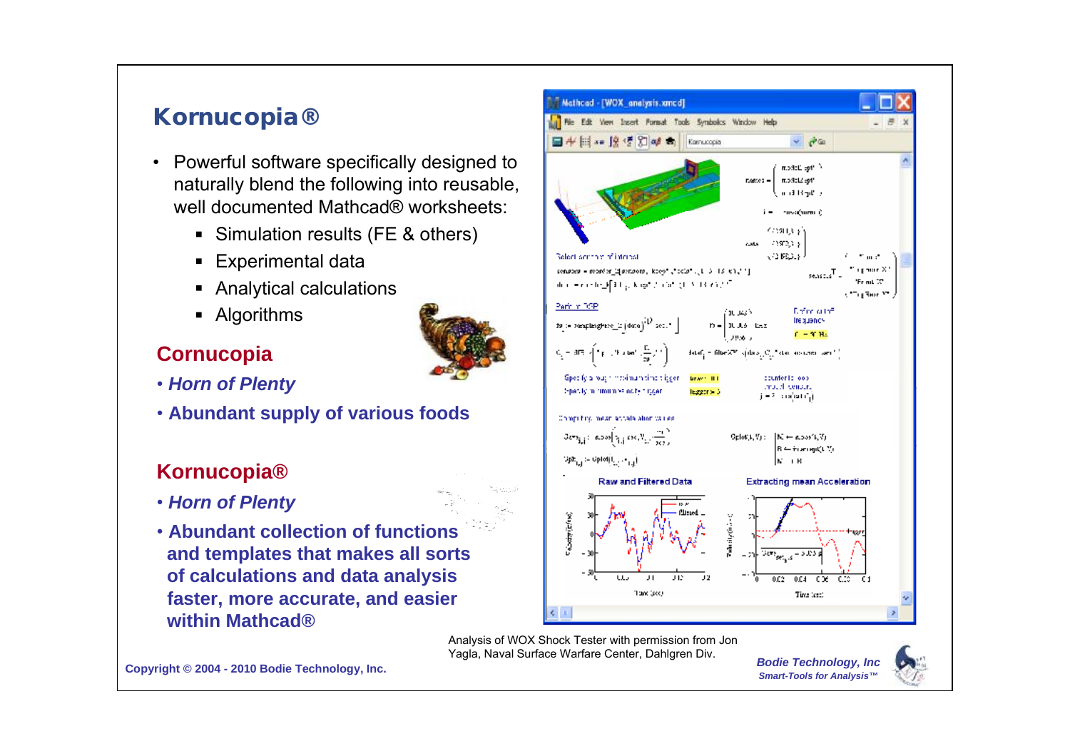# Kornucopia®

- Powerful software specifically designed to naturally blend the following into reusable, well documented Mathcad® worksheets:
  - Simulation results (FE & others)
  - Experimental data
  - Analytical calculations
  - Algorithms

## Cornucopia

- *Horn of Plenty*
- **Abundant supply of various foods**

## Kornucopia®

- *Horn of Plenty*
- **Abundant collection of functions and templates that makes all sorts of calculations and data analysis faster, more accurate, and easier within Mathcad®**

Analysis of WOX Shock Tester with permission from Jon Yagla, Naval Surface Warfare Center, Dahlgren Div.

Copyright © 2004 - 2010 Bodie Technology, Inc.

*Bodie Technology, Inc*
*Smart-Tools for Analysis™*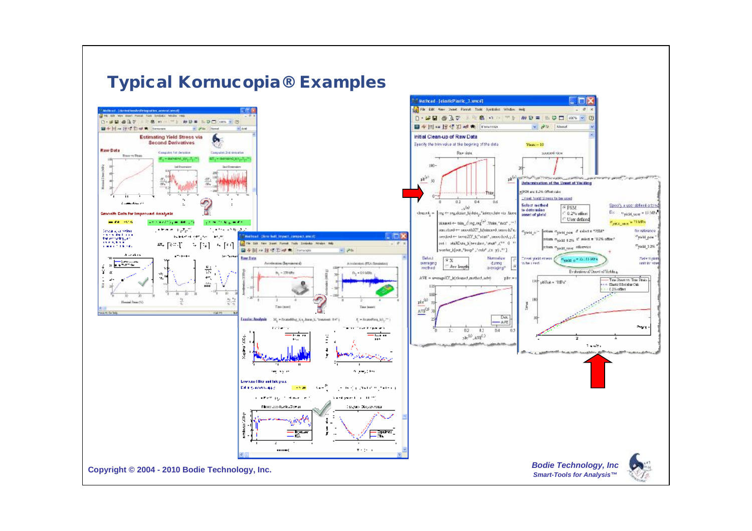# Typical Kornucopia® Examples

Copyright © 2004 - 2010 Bodie Technology, Inc.

*Bodie Technology, Inc*

*Smart-Tools for Analysis™*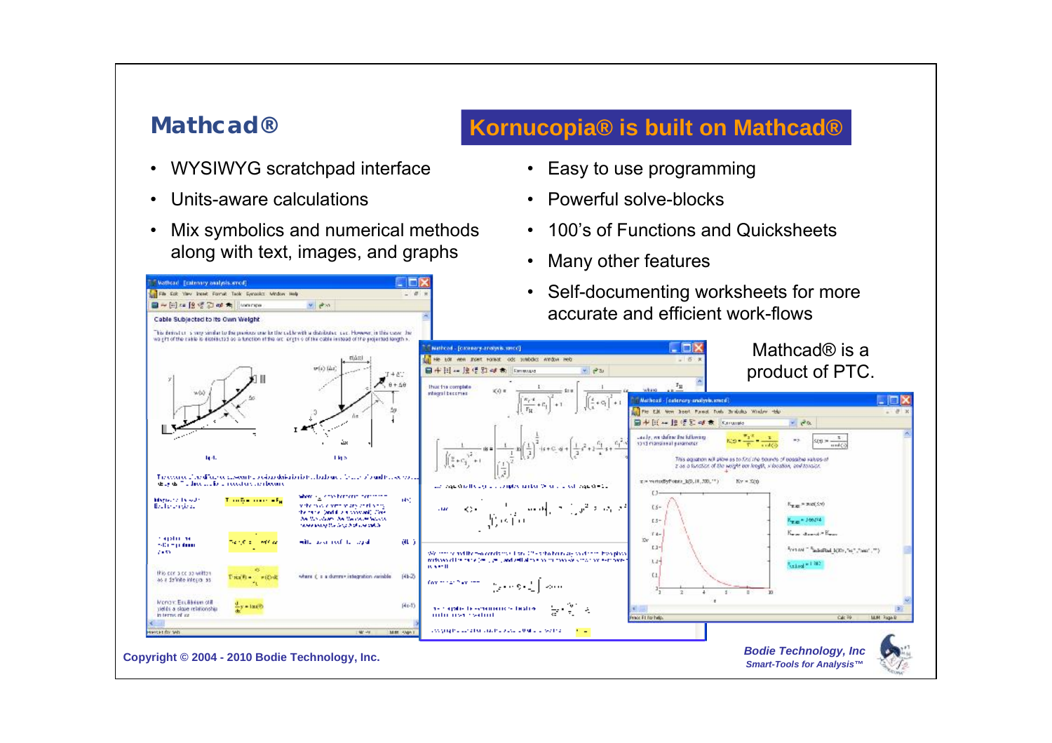## Mathcad®

- WYSIWYG scratchpad interface
- Units-aware calculations
- Mix symbolics and numerical methods along with text, images, and graphs

## Kornucopia® is built on Mathcad®

- Easy to use programming
- Powerful solve-blocks
- 100's of Functions and Quicksheets
- Many other features
- Self-documenting worksheets for more accurate and efficient work-flows

Mathcad® is a product of PTC.

Copyright © 2004 - 2010 Bodie Technology, Inc.

*Bodie Technology, Inc*
*Smart-Tools for Analysis™*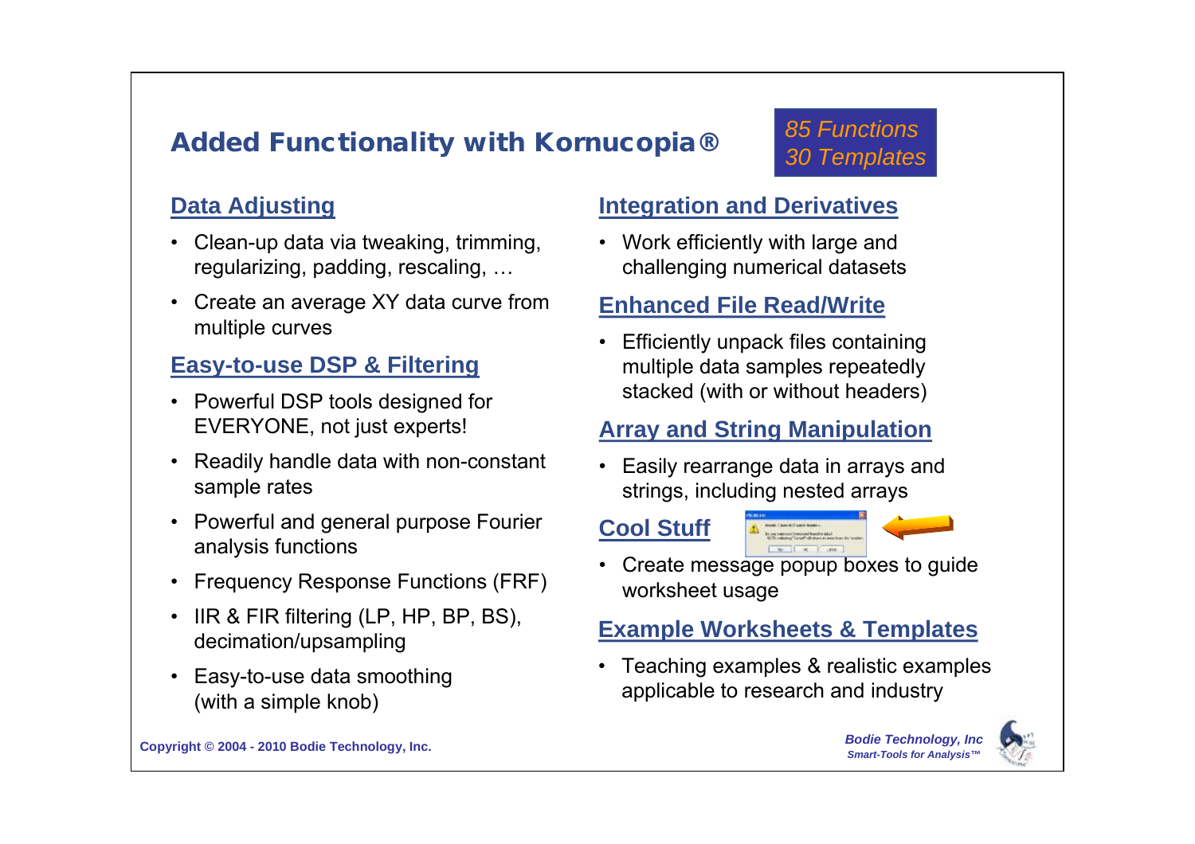## Added Functionality with Kornucopia®

*85 Functions*
*30 Templates*

### Data Adjusting

- Clean-up data via tweaking, trimming, regularizing, padding, rescaling, …
- Create an average XY data curve from multiple curves

### Easy-to-use DSP & Filtering

- Powerful DSP tools designed for EVERYONE, not just experts!
- Readily handle data with non-constant sample rates
- Powerful and general purpose Fourier analysis functions
- Frequency Response Functions (FRF)
- IIR & FIR filtering (LP, HP, BP, BS), decimation/upsampling
- Easy-to-use data smoothing (with a simple knob)

### Integration and Derivatives

- Work efficiently with large and challenging numerical datasets

### Enhanced File Read/Write

- Efficiently unpack files containing multiple data samples repeatedly stacked (with or without headers)

### Array and String Manipulation

- Easily rearrange data in arrays and strings, including nested arrays

### Cool Stuff

- Create message popup boxes to guide worksheet usage

### Example Worksheets & Templates

- Teaching examples & realistic examples applicable to research and industry

Copyright © 2004 - 2010 Bodie Technology, Inc.

*Bodie Technology, Inc*
*Smart-Tools for Analysis™*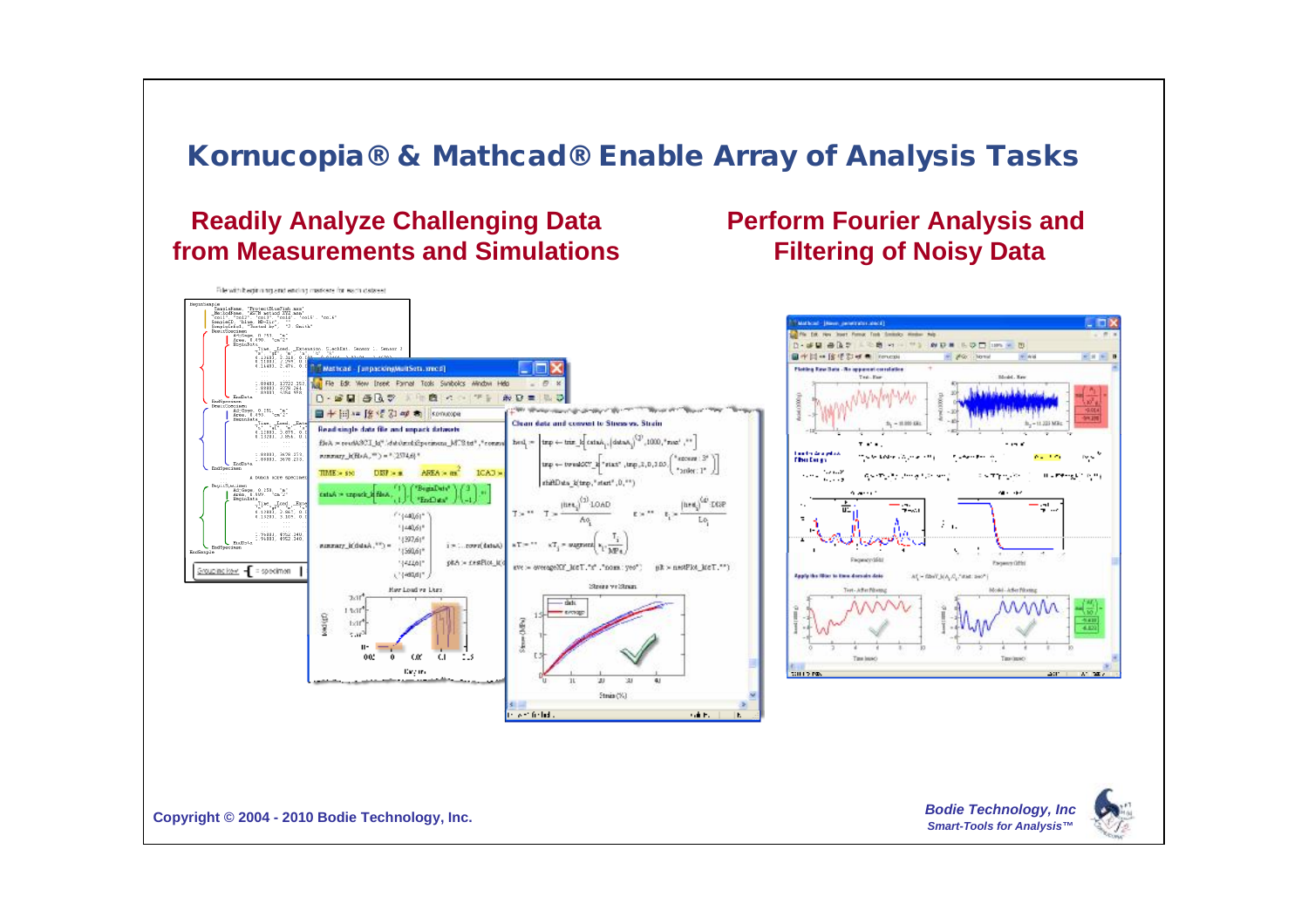# Kornucopia® & Mathcad® Enable Array of Analysis Tasks

## Readily Analyze Challenging Data from Measurements and Simulations

## Perform Fourier Analysis and Filtering of Noisy Data

Copyright © 2004 - 2010 Bodie Technology, Inc.

*Bodie Technology, Inc*
*Smart-Tools for Analysis™*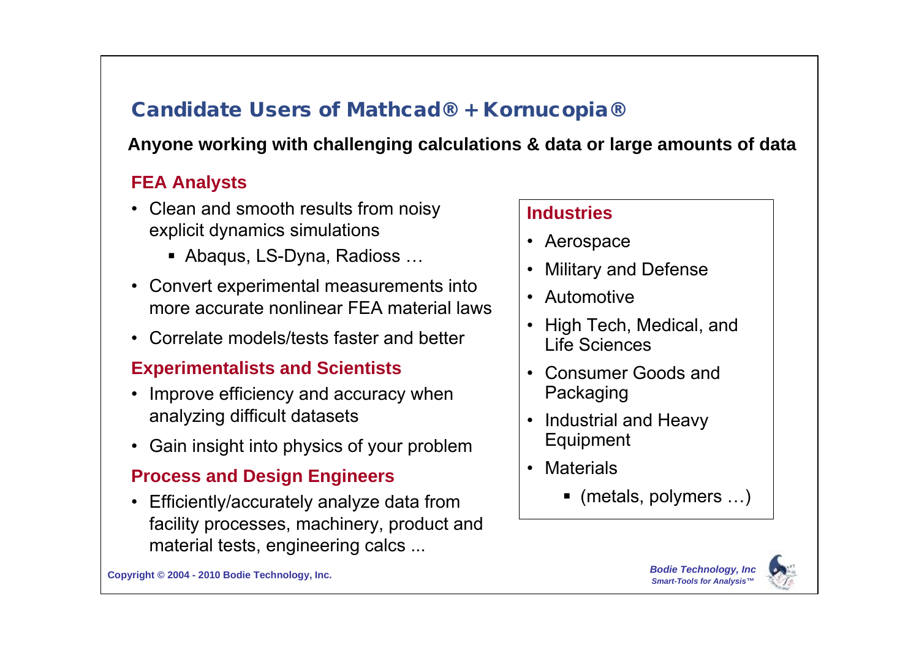## Candidate Users of Mathcad® + Kornucopia®

**Anyone working with challenging calculations & data or large amounts of data**

### FEA Analysts

- Clean and smooth results from noisy explicit dynamics simulations
  - Abaqus, LS-Dyna, Radioss …
- Convert experimental measurements into more accurate nonlinear FEA material laws
- Correlate models/tests faster and better

### Experimentalists and Scientists

- Improve efficiency and accuracy when analyzing difficult datasets
- Gain insight into physics of your problem

### Process and Design Engineers

- Efficiently/accurately analyze data from facility processes, machinery, product and material tests, engineering calcs ...

### Industries

- Aerospace
- Military and Defense
- Automotive
- High Tech, Medical, and Life Sciences
- Consumer Goods and Packaging
- Industrial and Heavy Equipment
- Materials
  - (metals, polymers …)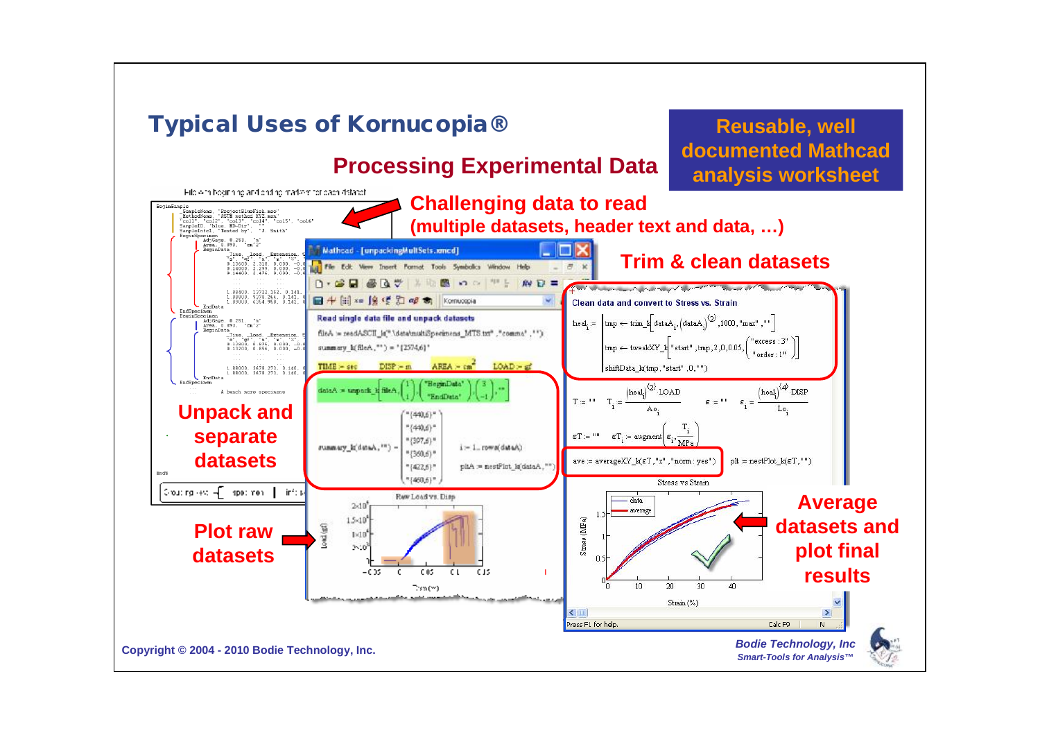# Typical Uses of Kornucopia®

## Processing Experimental Data

**Reusable, well documented Mathcad analysis worksheet**

**Challenging data to read (multiple datasets, header text and data, …)**

**Trim & clean datasets**

**Unpack and separate datasets**

**Plot raw datasets**

**Average datasets and plot final results**

Copyright © 2004 - 2010 Bodie Technology, Inc.

*Bodie Technology, Inc*
*Smart-Tools for Analysis™*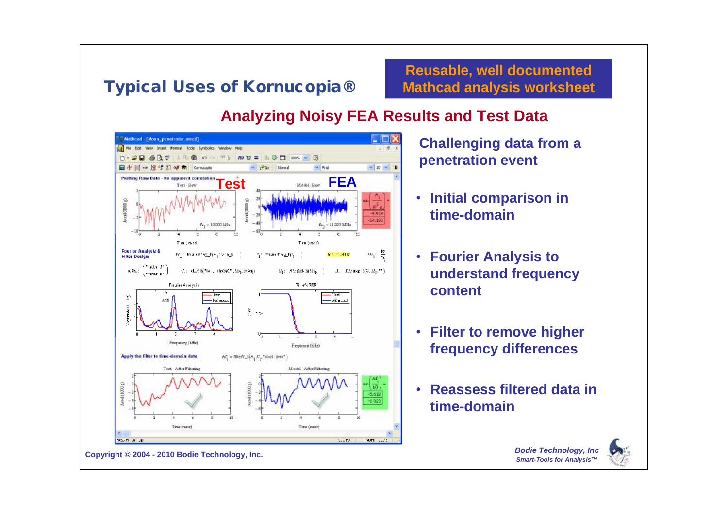## Typical Uses of Kornucopia®

**Reusable, well documented Mathcad analysis worksheet**

### Analyzing Noisy FEA Results and Test Data

**Challenging data from a penetration event**

- **Initial comparison in time-domain**
- **Fourier Analysis to understand frequency content**
- **Filter to remove higher frequency differences**
- **Reassess filtered data in time-domain**

Copyright © 2004 - 2010 Bodie Technology, Inc.

*Bodie Technology, Inc*
*Smart-Tools for Analysis™*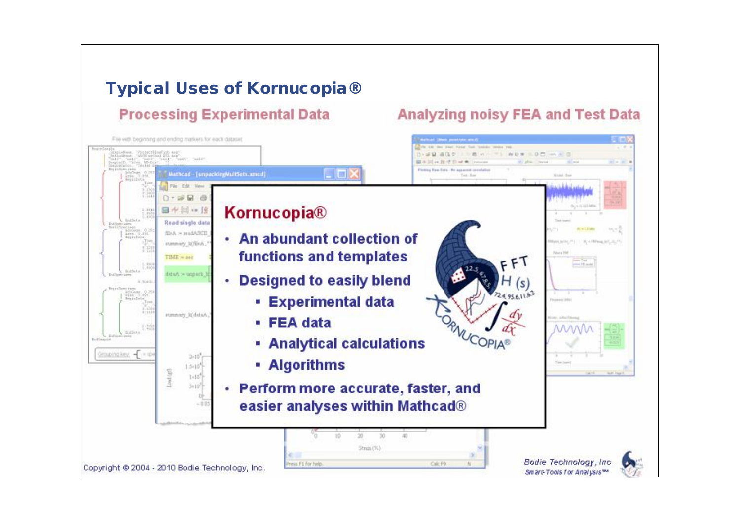## Typical Uses of Kornucopia®

### Processing Experimental Data

### Analyzing noisy FEA and Test Data

**Kornucopia®**

- **An abundant collection of functions and templates**
- **Designed to easily blend**
  - **Experimental data**
  - **FEA data**
  - **Analytical calculations**
  - **Algorithms**
- **Perform more accurate, faster, and easier analyses within Mathcad®**

Copyright © 2004 - 2010 Bodie Technology, Inc.

*Bodie Technology, Inc*
*Smart-Tools for Analysis™*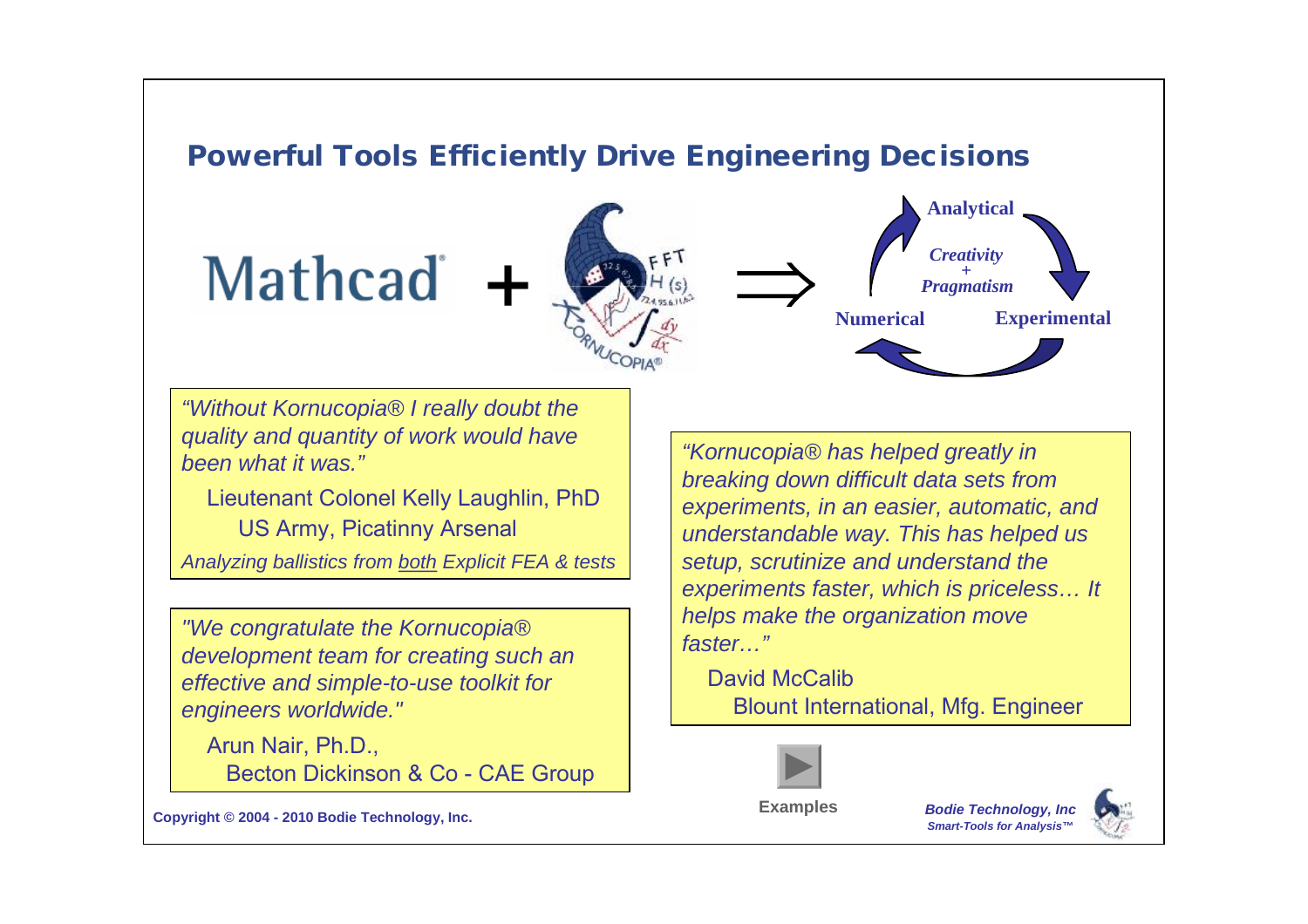## Powerful Tools Efficiently Drive Engineering Decisions

Mathcad + Kornucopia® ⟹ Analytical → Experimental → Numerical (*Creativity + Pragmatism*)

> *"Without Kornucopia® I really doubt the quality and quantity of work would have been what it was."*
>
> Lieutenant Colonel Kelly Laughlin, PhD
> US Army, Picatinny Arsenal
>
> *Analyzing ballistics from both Explicit FEA & tests*

> *"We congratulate the Kornucopia® development team for creating such an effective and simple-to-use toolkit for engineers worldwide."*
>
> Arun Nair, Ph.D.,
> Becton Dickinson & Co - CAE Group

> *"Kornucopia® has helped greatly in breaking down difficult data sets from experiments, in an easier, automatic, and understandable way. This has helped us setup, scrutinize and understand the experiments faster, which is priceless… It helps make the organization move faster…"*
>
> David McCalib
> Blount International, Mfg. Engineer

Examples

Copyright © 2004 - 2010 Bodie Technology, Inc.

*Bodie Technology, Inc*
*Smart-Tools for Analysis™*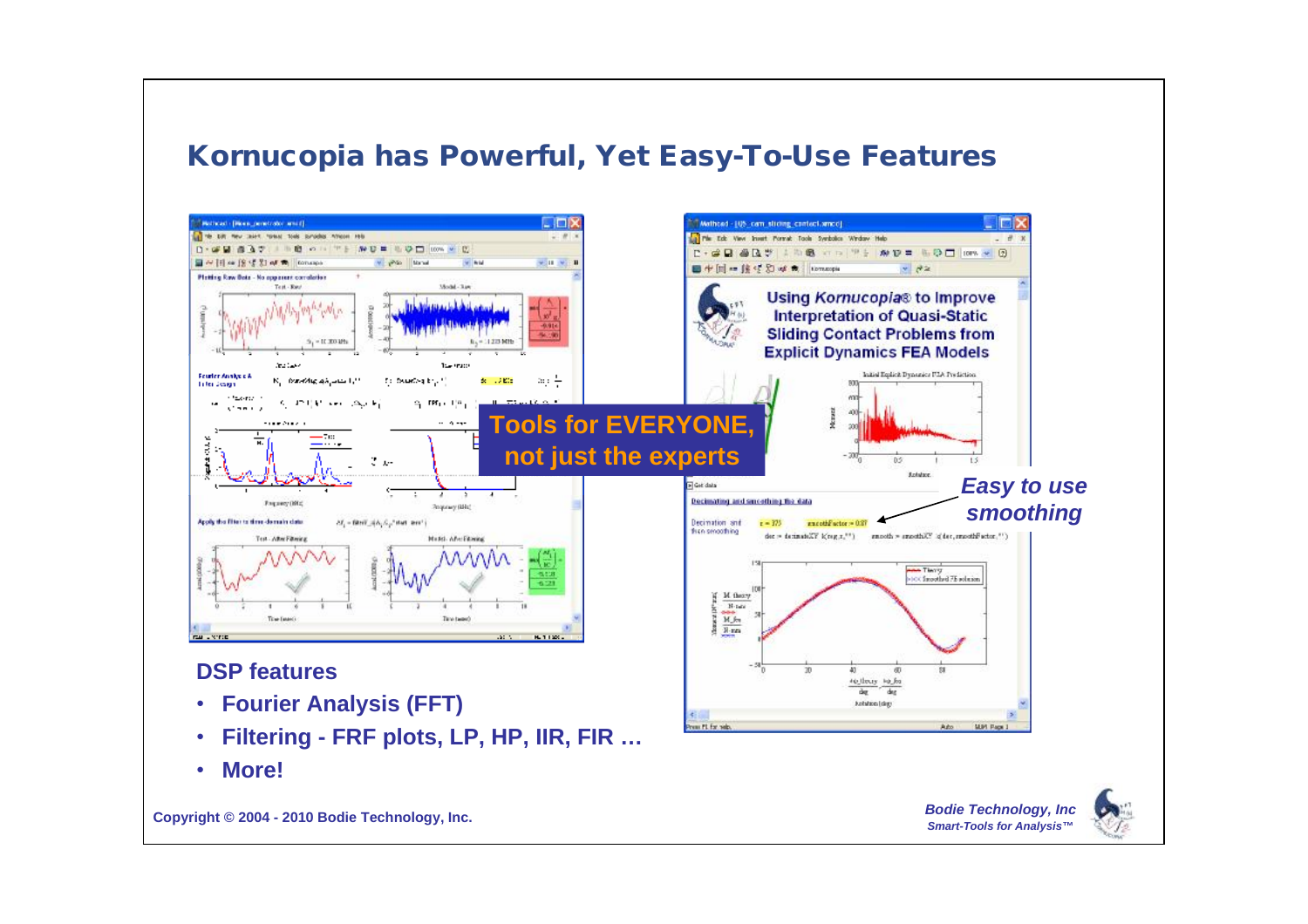## Kornucopia has Powerful, Yet Easy-To-Use Features

**Tools for EVERYONE, not just the experts**

***Easy to use smoothing***

**DSP features**

- **Fourier Analysis (FFT)**
- **Filtering - FRF plots, LP, HP, IIR, FIR …**
- **More!**

**Copyright © 2004 - 2010 Bodie Technology, Inc.**

***Bodie Technology, Inc***
***Smart-Tools for Analysis™***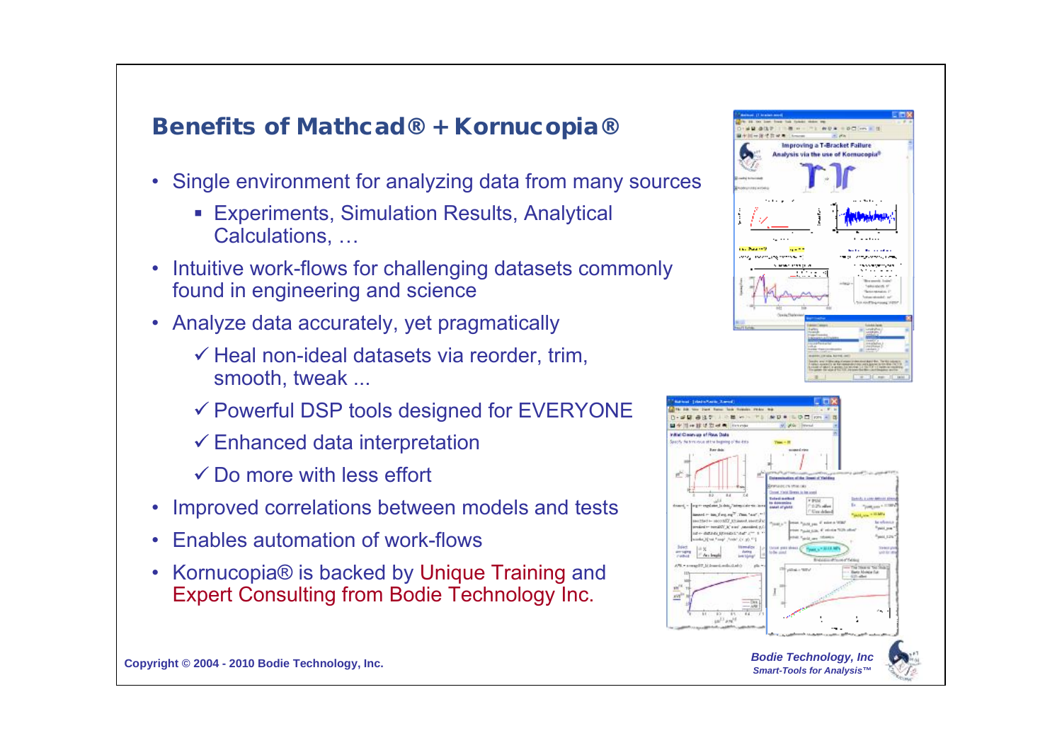## Benefits of Mathcad® + Kornucopia®

- Single environment for analyzing data from many sources
  - Experiments, Simulation Results, Analytical Calculations, …
- Intuitive work-flows for challenging datasets commonly found in engineering and science
- Analyze data accurately, yet pragmatically
  - ✓ Heal non-ideal datasets via reorder, trim, smooth, tweak ...
  - ✓ Powerful DSP tools designed for EVERYONE
  - ✓ Enhanced data interpretation
  - ✓ Do more with less effort
- Improved correlations between models and tests
- Enables automation of work-flows
- Kornucopia® is backed by Unique Training and Expert Consulting from Bodie Technology Inc.

Copyright © 2004 - 2010 Bodie Technology, Inc.

*Bodie Technology, Inc*
*Smart-Tools for Analysis™*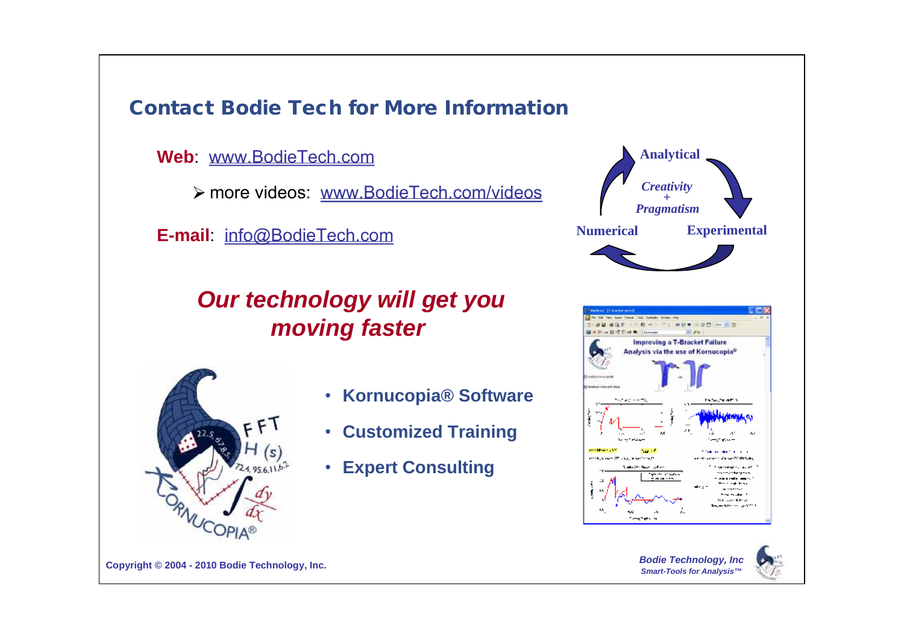## Contact Bodie Tech for More Information

**Web**: [www.BodieTech.com](http://www.BodieTech.com)

- more videos: [www.BodieTech.com/videos](http://www.BodieTech.com/videos)

**E-mail**: [info@BodieTech.com](mailto:info@BodieTech.com)

Analytical

*Creativity*
*+*
*Pragmatism*

Numerical

Experimental

***Our technology will get you moving faster***

- **Kornucopia® Software**
- **Customized Training**
- **Expert Consulting**

**Copyright © 2004 - 2010 Bodie Technology, Inc.**

***Bodie Technology, Inc***
***Smart-Tools for Analysis™***